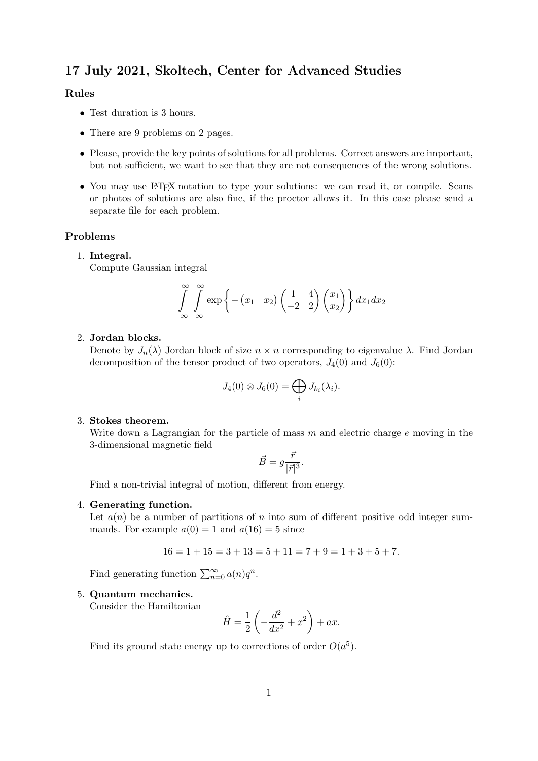## 17 July 2021, Skoltech, Center for Advanced Studies

### Rules

- Test duration is 3 hours.
- There are 9 problems on 2 pages.
- Please, provide the key points of solutions for all problems. Correct answers are important, but not sufficient, we want to see that they are not consequences of the wrong solutions.
- You may use LaTeX notation to type your solutions: we can read it, or compile. Scans or photos of solutions are also fine, if the proctor allows it. In this case please send a separate file for each problem.

### Problems

1. **Integral.**
   Compute Gaussian integral
   $$\int_{-\infty}^{\infty}\int_{-\infty}^{\infty} \exp\left\{ -\begin{pmatrix} x_1 & x_2 \end{pmatrix} \begin{pmatrix} 1 & 4 \\ -2 & 2 \end{pmatrix} \begin{pmatrix} x_1 \\ x_2 \end{pmatrix} \right\} dx_1 dx_2$$

2. **Jordan blocks.**
   Denote by $J_n(\lambda)$ Jordan block of size $n \times n$ corresponding to eigenvalue $\lambda$. Find Jordan decomposition of the tensor product of two operators, $J_4(0)$ and $J_6(0)$:
   $$J_4(0) \otimes J_6(0) = \bigoplus_i J_{k_i}(\lambda_i).$$

3. **Stokes theorem.**
   Write down a Lagrangian for the particle of mass $m$ and electric charge $e$ moving in the 3-dimensional magnetic field
   $$\vec{B} = g\frac{\vec{r}}{|\vec{r}|^3}.$$
   Find a non-trivial integral of motion, different from energy.

4. **Generating function.**
   Let $a(n)$ be a number of partitions of $n$ into sum of different positive odd integer summands. For example $a(0) = 1$ and $a(16) = 5$ since
   $$16 = 1 + 15 = 3 + 13 = 5 + 11 = 7 + 9 = 1 + 3 + 5 + 7.$$
   Find generating function $\sum_{n=0}^{\infty} a(n)q^n$.

5. **Quantum mechanics.**
   Consider the Hamiltonian
   $$\hat{H} = \frac{1}{2}\left(-\frac{d^2}{dx^2} + x^2\right) + ax.$$
   Find its ground state energy up to corrections of order $O(a^5)$.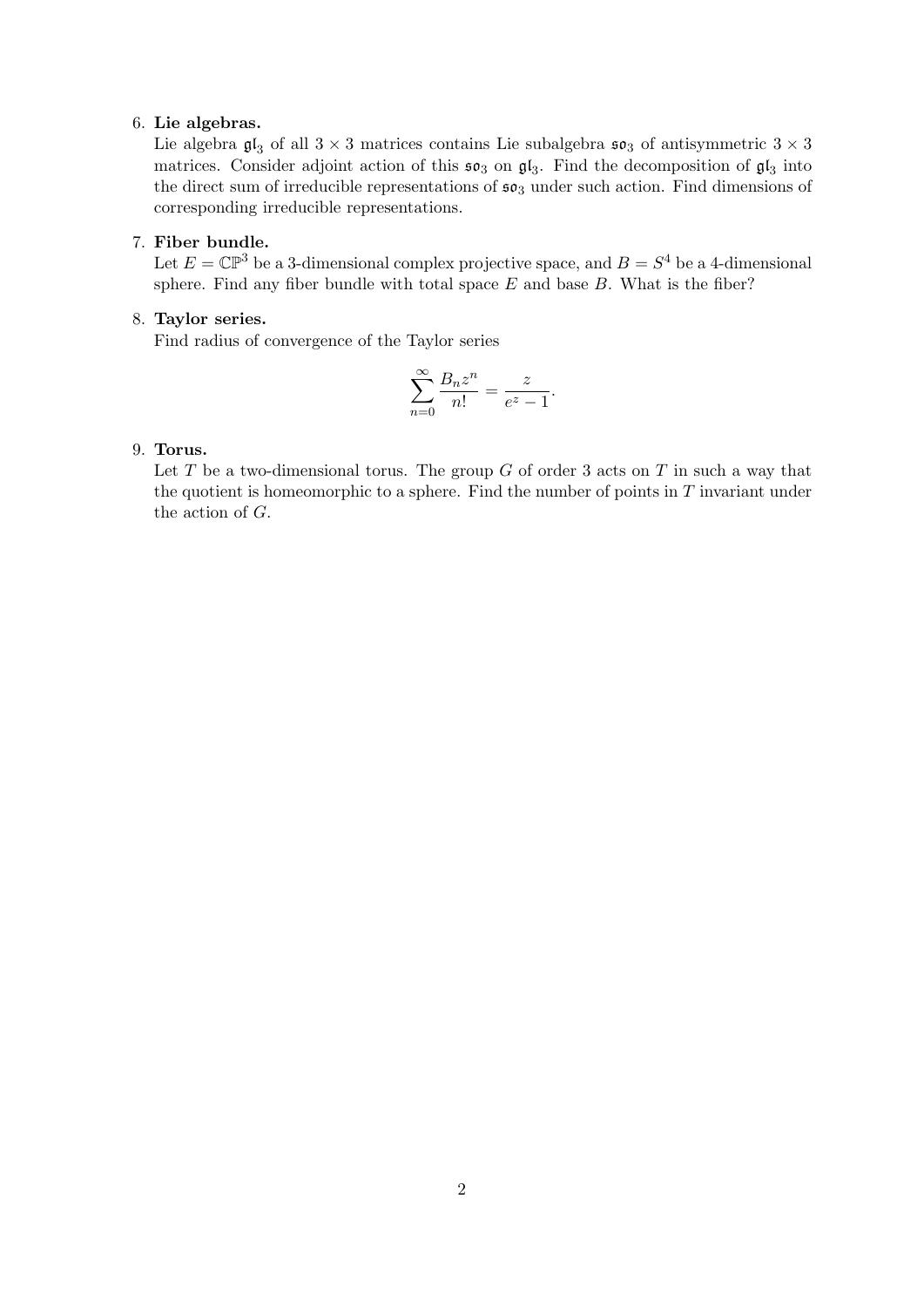6. **Lie algebras.**
   Lie algebra $\mathfrak{gl}_3$ of all $3 \times 3$ matrices contains Lie subalgebra $\mathfrak{so}_3$ of antisymmetric $3 \times 3$ matrices. Consider adjoint action of this $\mathfrak{so}_3$ on $\mathfrak{gl}_3$. Find the decomposition of $\mathfrak{gl}_3$ into the direct sum of irreducible representations of $\mathfrak{so}_3$ under such action. Find dimensions of corresponding irreducible representations.

7. **Fiber bundle.**
   Let $E = \mathbb{CP}^3$ be a 3-dimensional complex projective space, and $B = S^4$ be a 4-dimensional sphere. Find any fiber bundle with total space $E$ and base $B$. What is the fiber?

8. **Taylor series.**
   Find radius of convergence of the Taylor series

$$\sum_{n=0}^{\infty} \frac{B_n z^n}{n!} = \frac{z}{e^z - 1}.$$

9. **Torus.**
   Let $T$ be a two-dimensional torus. The group $G$ of order 3 acts on $T$ in such a way that the quotient is homeomorphic to a sphere. Find the number of points in $T$ invariant under the action of $G$.